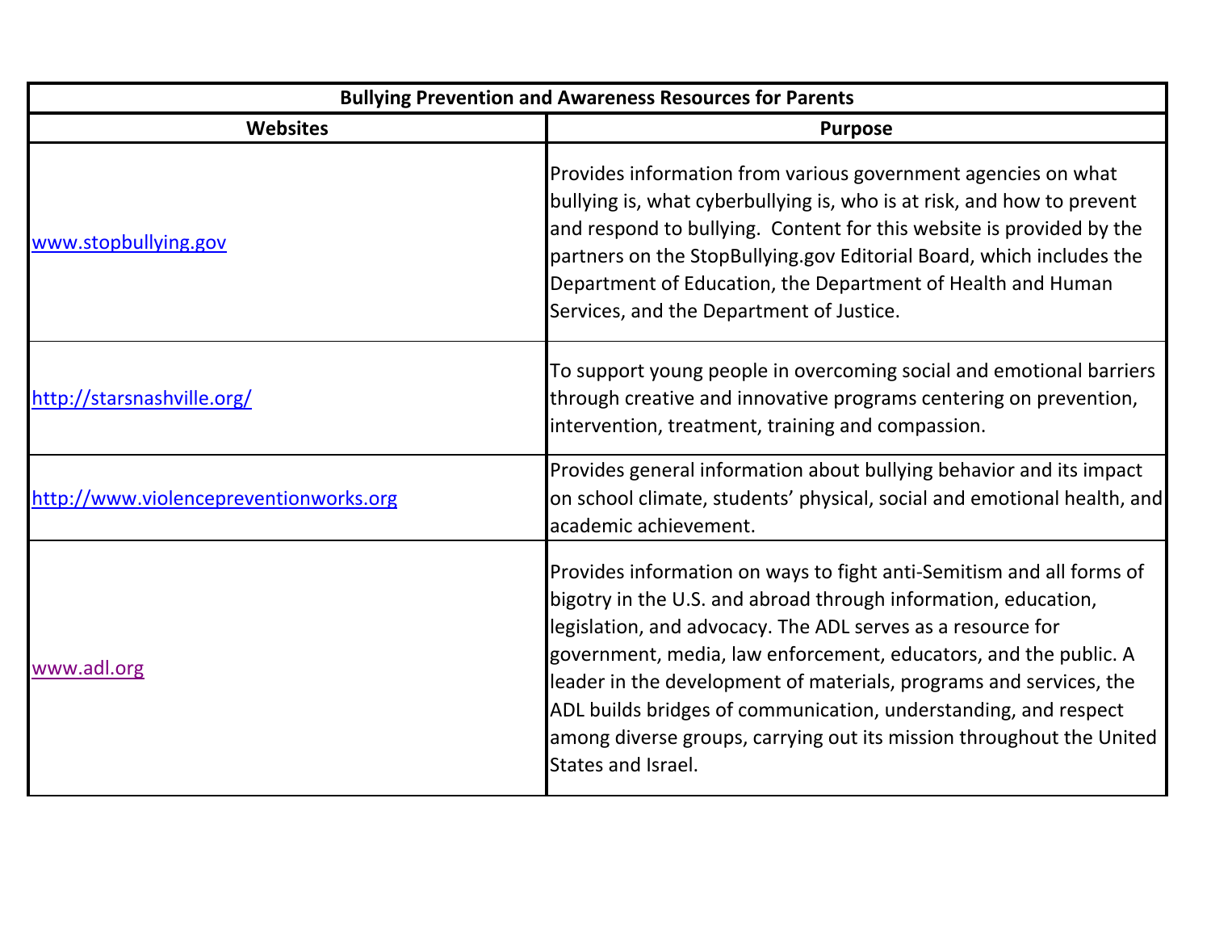| Bullying Prevention and Awareness Resources for Parents | |
|---|---|
| **Websites** | **Purpose** |
| www.stopbullying.gov | Provides information from various government agencies on what bullying is, what cyberbullying is, who is at risk, and how to prevent and respond to bullying. Content for this website is provided by the partners on the StopBullying.gov Editorial Board, which includes the Department of Education, the Department of Health and Human Services, and the Department of Justice. |
| http://starsnashville.org/ | To support young people in overcoming social and emotional barriers through creative and innovative programs centering on prevention, intervention, treatment, training and compassion. |
| http://www.violencepreventionworks.org | Provides general information about bullying behavior and its impact on school climate, students' physical, social and emotional health, and academic achievement. |
| www.adl.org | Provides information on ways to fight anti-Semitism and all forms of bigotry in the U.S. and abroad through information, education, legislation, and advocacy. The ADL serves as a resource for government, media, law enforcement, educators, and the public. A leader in the development of materials, programs and services, the ADL builds bridges of communication, understanding, and respect among diverse groups, carrying out its mission throughout the United States and Israel. |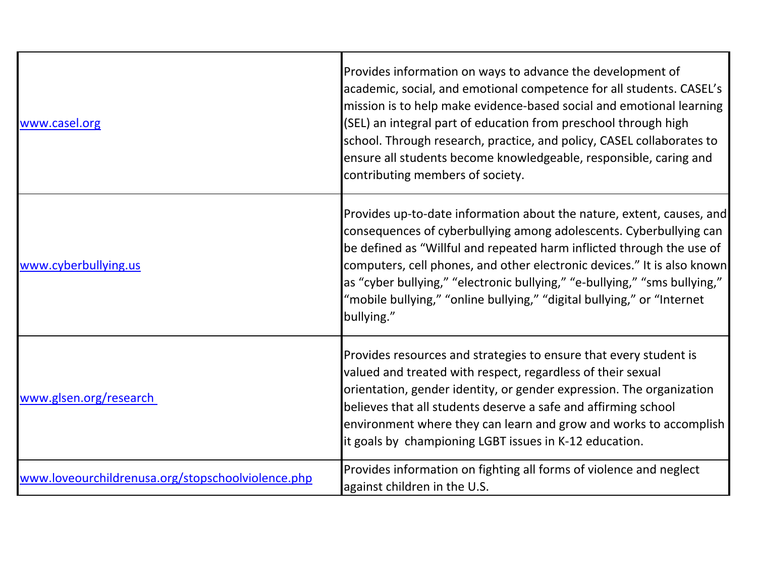| | |
|---|---|
| www.casel.org | Provides information on ways to advance the development of academic, social, and emotional competence for all students. CASEL's mission is to help make evidence-based social and emotional learning (SEL) an integral part of education from preschool through high school. Through research, practice, and policy, CASEL collaborates to ensure all students become knowledgeable, responsible, caring and contributing members of society. |
| www.cyberbullying.us | Provides up-to-date information about the nature, extent, causes, and consequences of cyberbullying among adolescents. Cyberbullying can be defined as "Willful and repeated harm inflicted through the use of computers, cell phones, and other electronic devices." It is also known as "cyber bullying," "electronic bullying," "e-bullying," "sms bullying," "mobile bullying," "online bullying," "digital bullying," or "Internet bullying." |
| www.glsen.org/research | Provides resources and strategies to ensure that every student is valued and treated with respect, regardless of their sexual orientation, gender identity, or gender expression. The organization believes that all students deserve a safe and affirming school environment where they can learn and grow and works to accomplish it goals by championing LGBT issues in K-12 education. |
| www.loveourchildrenusa.org/stopschoolviolence.php | Provides information on fighting all forms of violence and neglect against children in the U.S. |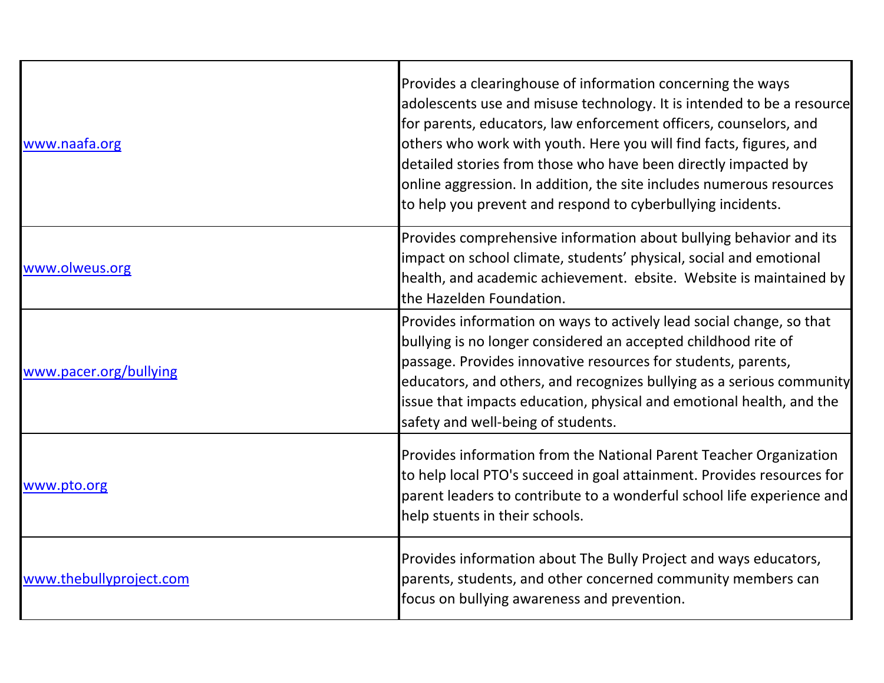| | |
|---|---|
| [www.naafa.org](http://www.naafa.org) | Provides a clearinghouse of information concerning the ways adolescents use and misuse technology. It is intended to be a resource for parents, educators, law enforcement officers, counselors, and others who work with youth. Here you will find facts, figures, and detailed stories from those who have been directly impacted by online aggression. In addition, the site includes numerous resources to help you prevent and respond to cyberbullying incidents. |
| [www.olweus.org](http://www.olweus.org) | Provides comprehensive information about bullying behavior and its impact on school climate, students' physical, social and emotional health, and academic achievement. ebsite. Website is maintained by the Hazelden Foundation. |
| [www.pacer.org/bullying](http://www.pacer.org/bullying) | Provides information on ways to actively lead social change, so that bullying is no longer considered an accepted childhood rite of passage. Provides innovative resources for students, parents, educators, and others, and recognizes bullying as a serious community issue that impacts education, physical and emotional health, and the safety and well-being of students. |
| [www.pto.org](http://www.pto.org) | Provides information from the National Parent Teacher Organization to help local PTO's succeed in goal attainment. Provides resources for parent leaders to contribute to a wonderful school life experience and help stuents in their schools. |
| [www.thebullyproject.com](http://www.thebullyproject.com) | Provides information about The Bully Project and ways educators, parents, students, and other concerned community members can focus on bullying awareness and prevention. |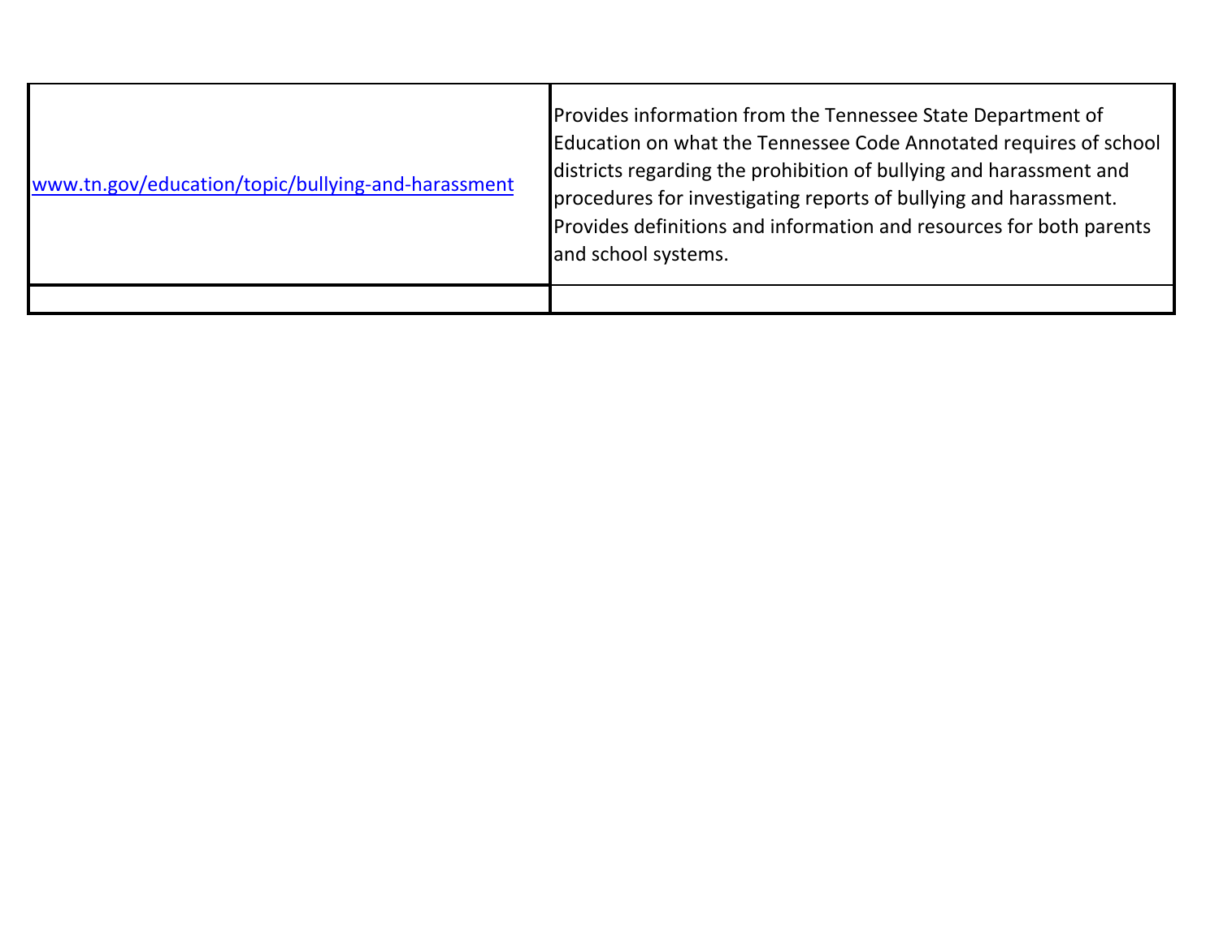| | |
|---|---|
| www.tn.gov/education/topic/bullying-and-harassment | Provides information from the Tennessee State Department of Education on what the Tennessee Code Annotated requires of school districts regarding the prohibition of bullying and harassment and procedures for investigating reports of bullying and harassment. Provides definitions and information and resources for both parents and school systems. |
| | |